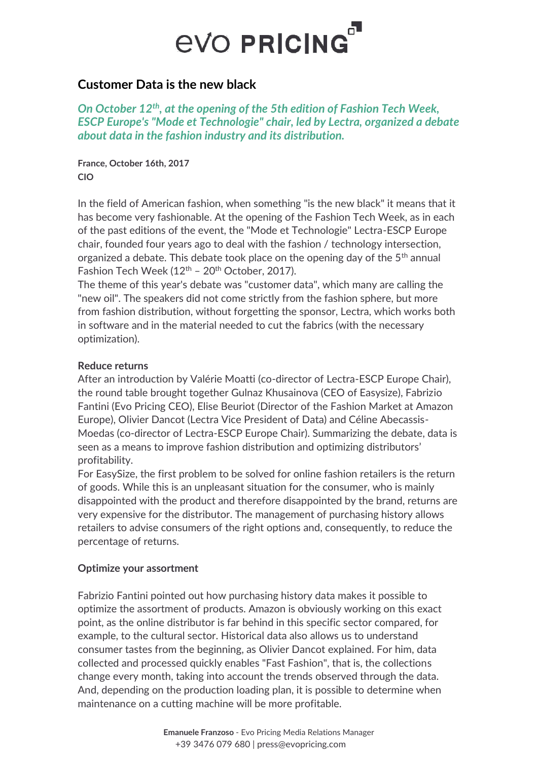# Customer Data is the new black

***On October 12th, at the opening of the 5th edition of Fashion Tech Week, ESCP Europe's "Mode et Technologie" chair, led by Lectra, organized a debate about data in the fashion industry and its distribution.***

**France, October 16th, 2017**
**CIO**

In the field of American fashion, when something "is the new black" it means that it has become very fashionable. At the opening of the Fashion Tech Week, as in each of the past editions of the event, the "Mode et Technologie" Lectra-ESCP Europe chair, founded four years ago to deal with the fashion / technology intersection, organized a debate. This debate took place on the opening day of the 5th annual Fashion Tech Week (12th – 20th October, 2017).
The theme of this year's debate was "customer data", which many are calling the "new oil". The speakers did not come strictly from the fashion sphere, but more from fashion distribution, without forgetting the sponsor, Lectra, which works both in software and in the material needed to cut the fabrics (with the necessary optimization).

**Reduce returns**

After an introduction by Valérie Moatti (co-director of Lectra-ESCP Europe Chair), the round table brought together Gulnaz Khusainova (CEO of Easysize), Fabrizio Fantini (Evo Pricing CEO), Elise Beuriot (Director of the Fashion Market at Amazon Europe), Olivier Dancot (Lectra Vice President of Data) and Céline Abecassis-Moedas (co-director of Lectra-ESCP Europe Chair). Summarizing the debate, data is seen as a means to improve fashion distribution and optimizing distributors' profitability.
For EasySize, the first problem to be solved for online fashion retailers is the return of goods. While this is an unpleasant situation for the consumer, who is mainly disappointed with the product and therefore disappointed by the brand, returns are very expensive for the distributor. The management of purchasing history allows retailers to advise consumers of the right options and, consequently, to reduce the percentage of returns.

**Optimize your assortment**

Fabrizio Fantini pointed out how purchasing history data makes it possible to optimize the assortment of products. Amazon is obviously working on this exact point, as the online distributor is far behind in this specific sector compared, for example, to the cultural sector. Historical data also allows us to understand consumer tastes from the beginning, as Olivier Dancot explained. For him, data collected and processed quickly enables "Fast Fashion", that is, the collections change every month, taking into account the trends observed through the data. And, depending on the production loading plan, it is possible to determine when maintenance on a cutting machine will be more profitable.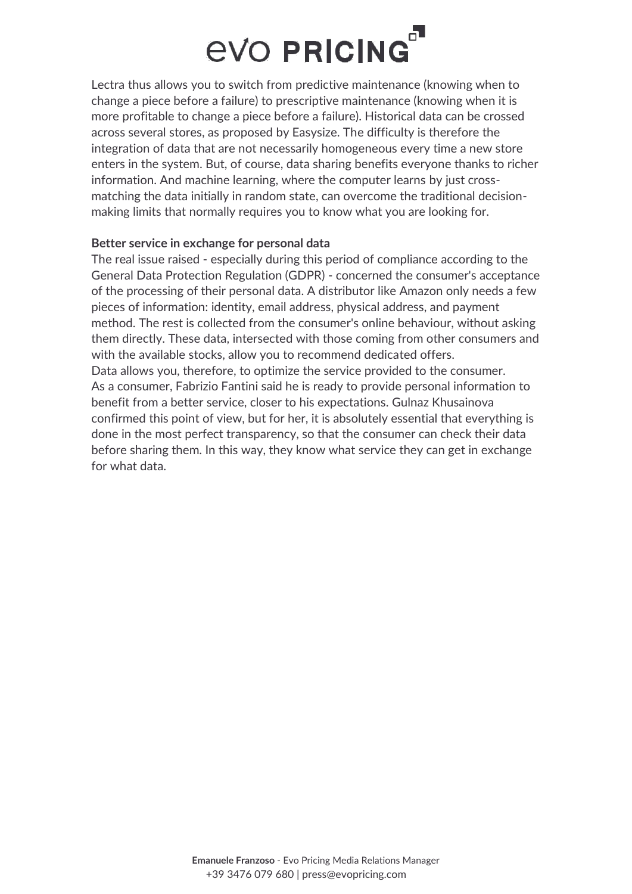Lectra thus allows you to switch from predictive maintenance (knowing when to change a piece before a failure) to prescriptive maintenance (knowing when it is more profitable to change a piece before a failure). Historical data can be crossed across several stores, as proposed by Easysize. The difficulty is therefore the integration of data that are not necessarily homogeneous every time a new store enters in the system. But, of course, data sharing benefits everyone thanks to richer information. And machine learning, where the computer learns by just cross-matching the data initially in random state, can overcome the traditional decision-making limits that normally requires you to know what you are looking for.

**Better service in exchange for personal data**

The real issue raised - especially during this period of compliance according to the General Data Protection Regulation (GDPR) - concerned the consumer's acceptance of the processing of their personal data. A distributor like Amazon only needs a few pieces of information: identity, email address, physical address, and payment method. The rest is collected from the consumer's online behaviour, without asking them directly. These data, intersected with those coming from other consumers and with the available stocks, allow you to recommend dedicated offers.

Data allows you, therefore, to optimize the service provided to the consumer.

As a consumer, Fabrizio Fantini said he is ready to provide personal information to benefit from a better service, closer to his expectations. Gulnaz Khusainova confirmed this point of view, but for her, it is absolutely essential that everything is done in the most perfect transparency, so that the consumer can check their data before sharing them. In this way, they know what service they can get in exchange for what data.